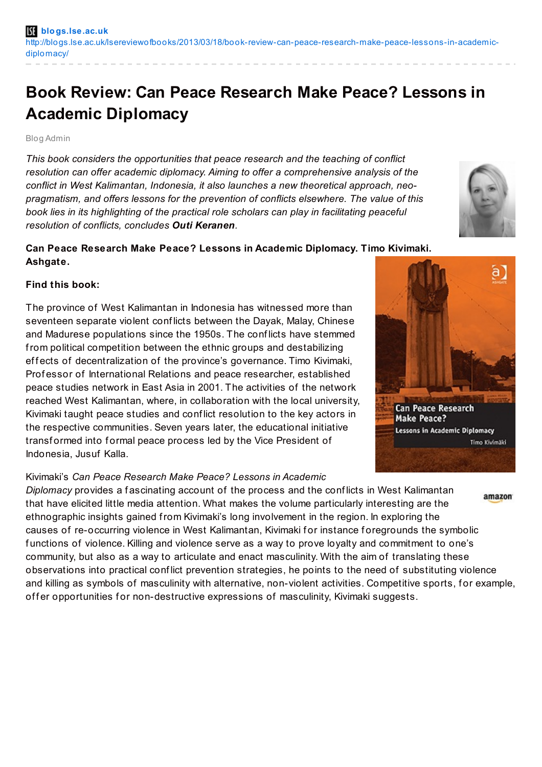**blogs.lse.ac.uk**
http://blogs.lse.ac.uk/lsereviewofbooks/2013/03/18/book-review-can-peace-research-make-peace-lessons-in-academic-diplomacy/

# Book Review: Can Peace Research Make Peace? Lessons in Academic Diplomacy

Blog Admin

*This book considers the opportunities that peace research and the teaching of conflict resolution can offer academic diplomacy. Aiming to offer a comprehensive analysis of the conflict in West Kalimantan, Indonesia, it also launches a new theoretical approach, neo-pragmatism, and offers lessons for the prevention of conflicts elsewhere. The value of this book lies in its highlighting of the practical role scholars can play in facilitating peaceful resolution of conflicts, concludes* ***Outi Keranen****.*

**Can Peace Research Make Peace? Lessons in Academic Diplomacy. Timo Kivimaki. Ashgate.**

**Find this book:**

The province of West Kalimantan in Indonesia has witnessed more than seventeen separate violent conflicts between the Dayak, Malay, Chinese and Madurese populations since the 1950s. The conflicts have stemmed from political competition between the ethnic groups and destabilizing effects of decentralization of the province's governance. Timo Kivimaki, Professor of International Relations and peace researcher, established peace studies network in East Asia in 2001. The activities of the network reached West Kalimantan, where, in collaboration with the local university, Kivimaki taught peace studies and conflict resolution to the key actors in the respective communities. Seven years later, the educational initiative transformed into formal peace process led by the Vice President of Indonesia, Jusuf Kalla.

Kivimaki's *Can Peace Research Make Peace? Lessons in Academic Diplomacy* provides a fascinating account of the process and the conflicts in West Kalimantan that have elicited little media attention. What makes the volume particularly interesting are the ethnographic insights gained from Kivimaki's long involvement in the region. In exploring the causes of re-occurring violence in West Kalimantan, Kivimaki for instance foregrounds the symbolic functions of violence. Killing and violence serve as a way to prove loyalty and commitment to one's community, but also as a way to articulate and enact masculinity. With the aim of translating these observations into practical conflict prevention strategies, he points to the need of substituting violence and killing as symbols of masculinity with alternative, non-violent activities. Competitive sports, for example, offer opportunities for non-destructive expressions of masculinity, Kivimaki suggests.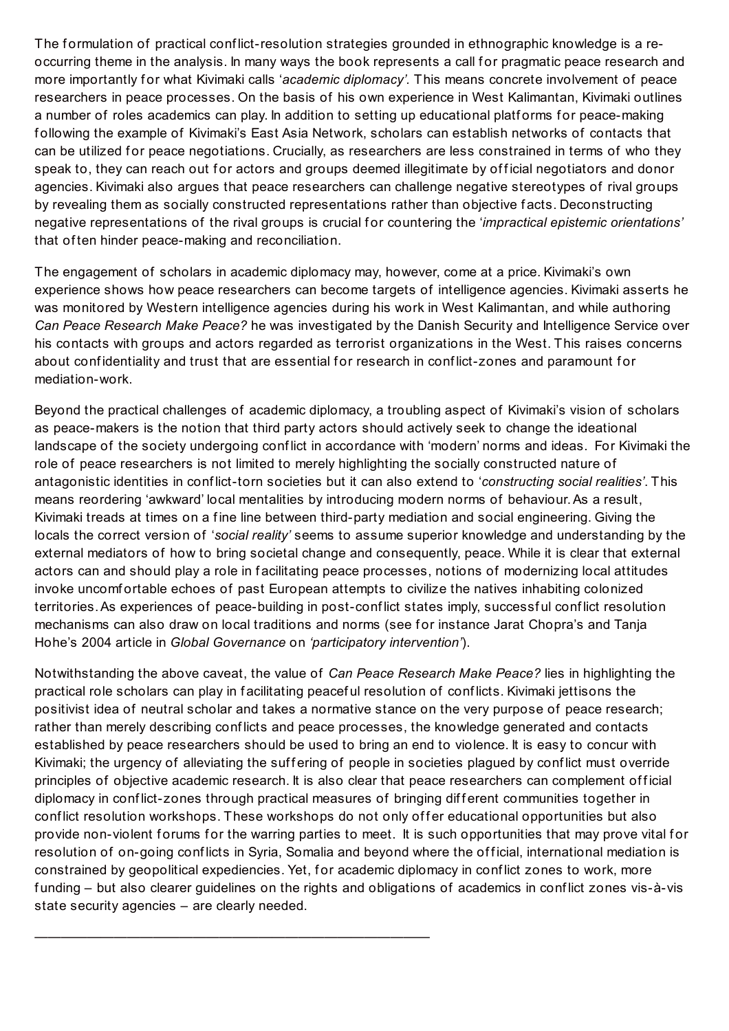The formulation of practical conflict-resolution strategies grounded in ethnographic knowledge is a re-occurring theme in the analysis. In many ways the book represents a call for pragmatic peace research and more importantly for what Kivimaki calls '*academic diplomacy'*. This means concrete involvement of peace researchers in peace processes. On the basis of his own experience in West Kalimantan, Kivimaki outlines a number of roles academics can play. In addition to setting up educational platforms for peace-making following the example of Kivimaki's East Asia Network, scholars can establish networks of contacts that can be utilized for peace negotiations. Crucially, as researchers are less constrained in terms of who they speak to, they can reach out for actors and groups deemed illegitimate by official negotiators and donor agencies. Kivimaki also argues that peace researchers can challenge negative stereotypes of rival groups by revealing them as socially constructed representations rather than objective facts. Deconstructing negative representations of the rival groups is crucial for countering the '*impractical epistemic orientations'* that often hinder peace-making and reconciliation.

The engagement of scholars in academic diplomacy may, however, come at a price. Kivimaki's own experience shows how peace researchers can become targets of intelligence agencies. Kivimaki asserts he was monitored by Western intelligence agencies during his work in West Kalimantan, and while authoring *Can Peace Research Make Peace?* he was investigated by the Danish Security and Intelligence Service over his contacts with groups and actors regarded as terrorist organizations in the West. This raises concerns about confidentiality and trust that are essential for research in conflict-zones and paramount for mediation-work.

Beyond the practical challenges of academic diplomacy, a troubling aspect of Kivimaki's vision of scholars as peace-makers is the notion that third party actors should actively seek to change the ideational landscape of the society undergoing conflict in accordance with 'modern' norms and ideas. For Kivimaki the role of peace researchers is not limited to merely highlighting the socially constructed nature of antagonistic identities in conflict-torn societies but it can also extend to '*constructing social realities'*. This means reordering 'awkward' local mentalities by introducing modern norms of behaviour. As a result, Kivimaki treads at times on a fine line between third-party mediation and social engineering. Giving the locals the correct version of '*social reality'* seems to assume superior knowledge and understanding by the external mediators of how to bring societal change and consequently, peace. While it is clear that external actors can and should play a role in facilitating peace processes, notions of modernizing local attitudes invoke uncomfortable echoes of past European attempts to civilize the natives inhabiting colonized territories. As experiences of peace-building in post-conflict states imply, successful conflict resolution mechanisms can also draw on local traditions and norms (see for instance Jarat Chopra's and Tanja Hohe's 2004 article in *Global Governance* on *'participatory intervention'*).

Notwithstanding the above caveat, the value of *Can Peace Research Make Peace?* lies in highlighting the practical role scholars can play in facilitating peaceful resolution of conflicts. Kivimaki jettisons the positivist idea of neutral scholar and takes a normative stance on the very purpose of peace research; rather than merely describing conflicts and peace processes, the knowledge generated and contacts established by peace researchers should be used to bring an end to violence. It is easy to concur with Kivimaki; the urgency of alleviating the suffering of people in societies plagued by conflict must override principles of objective academic research. It is also clear that peace researchers can complement official diplomacy in conflict-zones through practical measures of bringing different communities together in conflict resolution workshops. These workshops do not only offer educational opportunities but also provide non-violent forums for the warring parties to meet. It is such opportunities that may prove vital for resolution of on-going conflicts in Syria, Somalia and beyond where the official, international mediation is constrained by geopolitical expediencies. Yet, for academic diplomacy in conflict zones to work, more funding – but also clearer guidelines on the rights and obligations of academics in conflict zones vis-à-vis state security agencies – are clearly needed.

———————————————————————————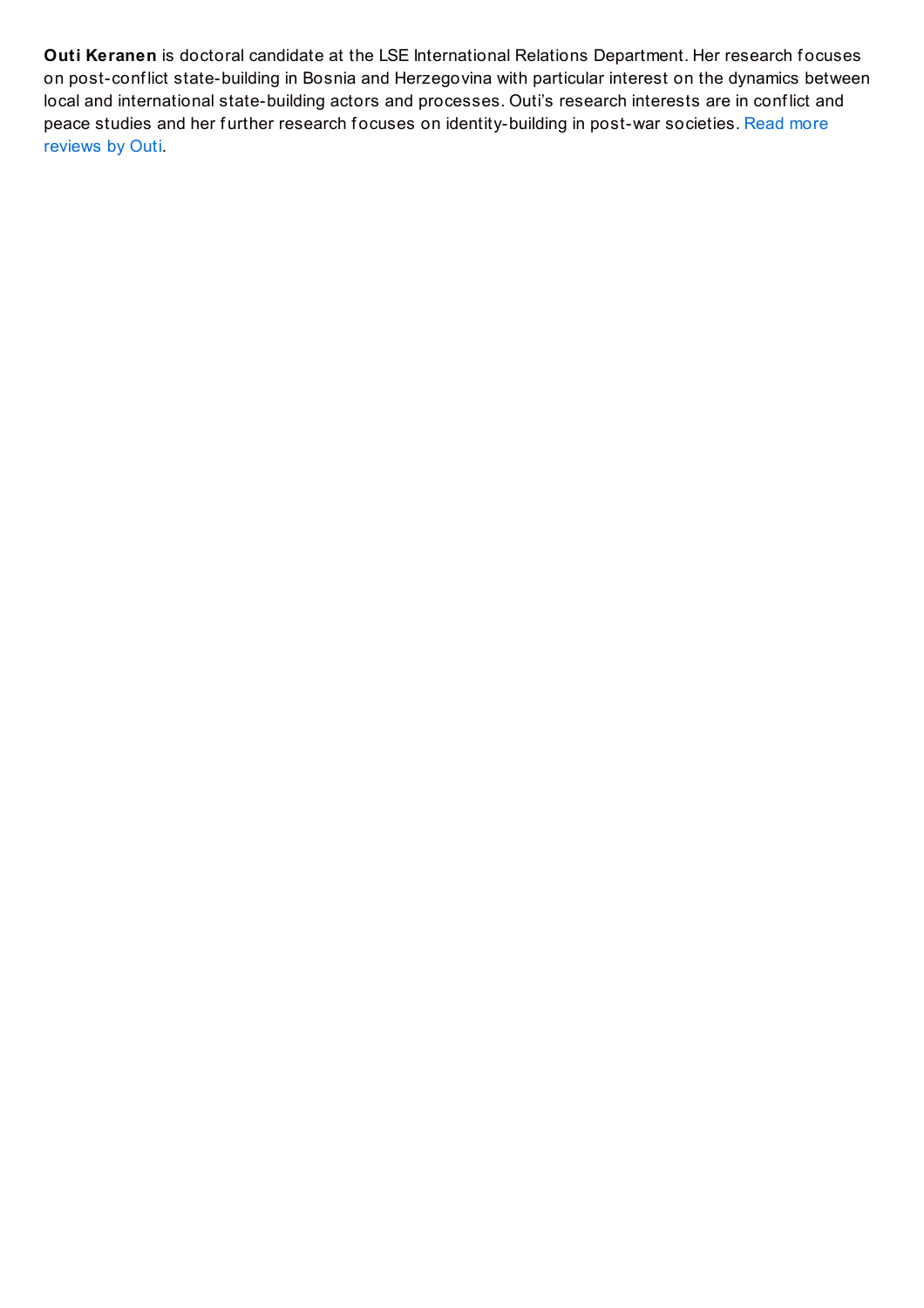**Outi Keranen** is doctoral candidate at the LSE International Relations Department. Her research focuses on post-conflict state-building in Bosnia and Herzegovina with particular interest on the dynamics between local and international state-building actors and processes. Outi's research interests are in conflict and peace studies and her further research focuses on identity-building in post-war societies. Read more reviews by Outi.